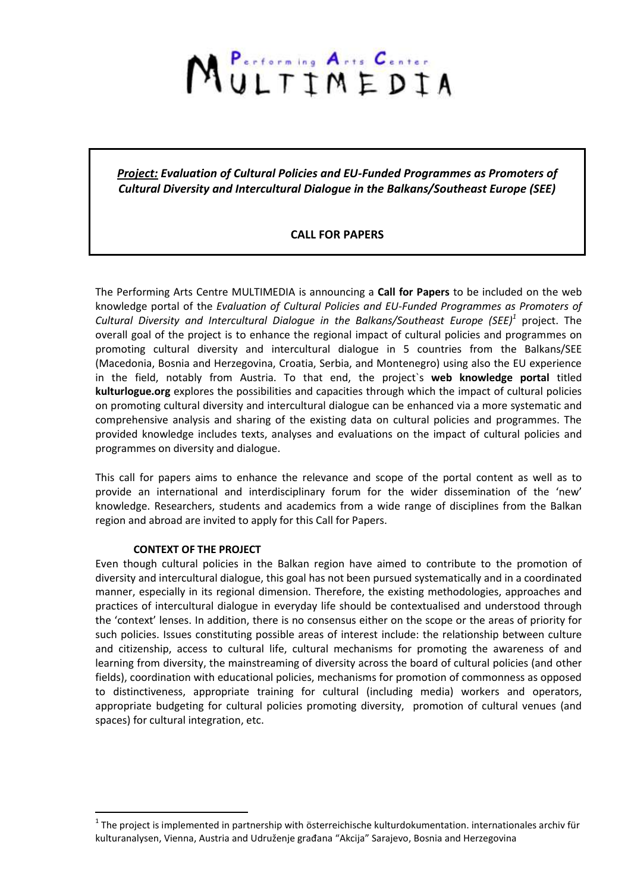# MULTIMEDIA

Performing Arts Center

***Project:* Evaluation of Cultural Policies and EU-Funded Programmes as Promoters of Cultural Diversity and Intercultural Dialogue in the Balkans/Southeast Europe (SEE)**

**CALL FOR PAPERS**

The Performing Arts Centre MULTIMEDIA is announcing a **Call for Papers** to be included on the web knowledge portal of the *Evaluation of Cultural Policies and EU-Funded Programmes as Promoters of Cultural Diversity and Intercultural Dialogue in the Balkans/Southeast Europe (SEE)*[1] project. The overall goal of the project is to enhance the regional impact of cultural policies and programmes on promoting cultural diversity and intercultural dialogue in 5 countries from the Balkans/SEE (Macedonia, Bosnia and Herzegovina, Croatia, Serbia, and Montenegro) using also the EU experience in the field, notably from Austria. To that end, the project`s **web knowledge portal** titled **kulturlogue.org** explores the possibilities and capacities through which the impact of cultural policies on promoting cultural diversity and intercultural dialogue can be enhanced via a more systematic and comprehensive analysis and sharing of the existing data on cultural policies and programmes. The provided knowledge includes texts, analyses and evaluations on the impact of cultural policies and programmes on diversity and dialogue.

This call for papers aims to enhance the relevance and scope of the portal content as well as to provide an international and interdisciplinary forum for the wider dissemination of the 'new' knowledge. Researchers, students and academics from a wide range of disciplines from the Balkan region and abroad are invited to apply for this Call for Papers.

**CONTEXT OF THE PROJECT**

Even though cultural policies in the Balkan region have aimed to contribute to the promotion of diversity and intercultural dialogue, this goal has not been pursued systematically and in a coordinated manner, especially in its regional dimension. Therefore, the existing methodologies, approaches and practices of intercultural dialogue in everyday life should be contextualised and understood through the 'context' lenses. In addition, there is no consensus either on the scope or the areas of priority for such policies. Issues constituting possible areas of interest include: the relationship between culture and citizenship, access to cultural life, cultural mechanisms for promoting the awareness of and learning from diversity, the mainstreaming of diversity across the board of cultural policies (and other fields), coordination with educational policies, mechanisms for promotion of commonness as opposed to distinctiveness, appropriate training for cultural (including media) workers and operators, appropriate budgeting for cultural policies promoting diversity, promotion of cultural venues (and spaces) for cultural integration, etc.

[1] The project is implemented in partnership with österreichische kulturdokumentation. internationales archiv für kulturanalysen, Vienna, Austria and Udruženje građana "Akcija" Sarajevo, Bosnia and Herzegovina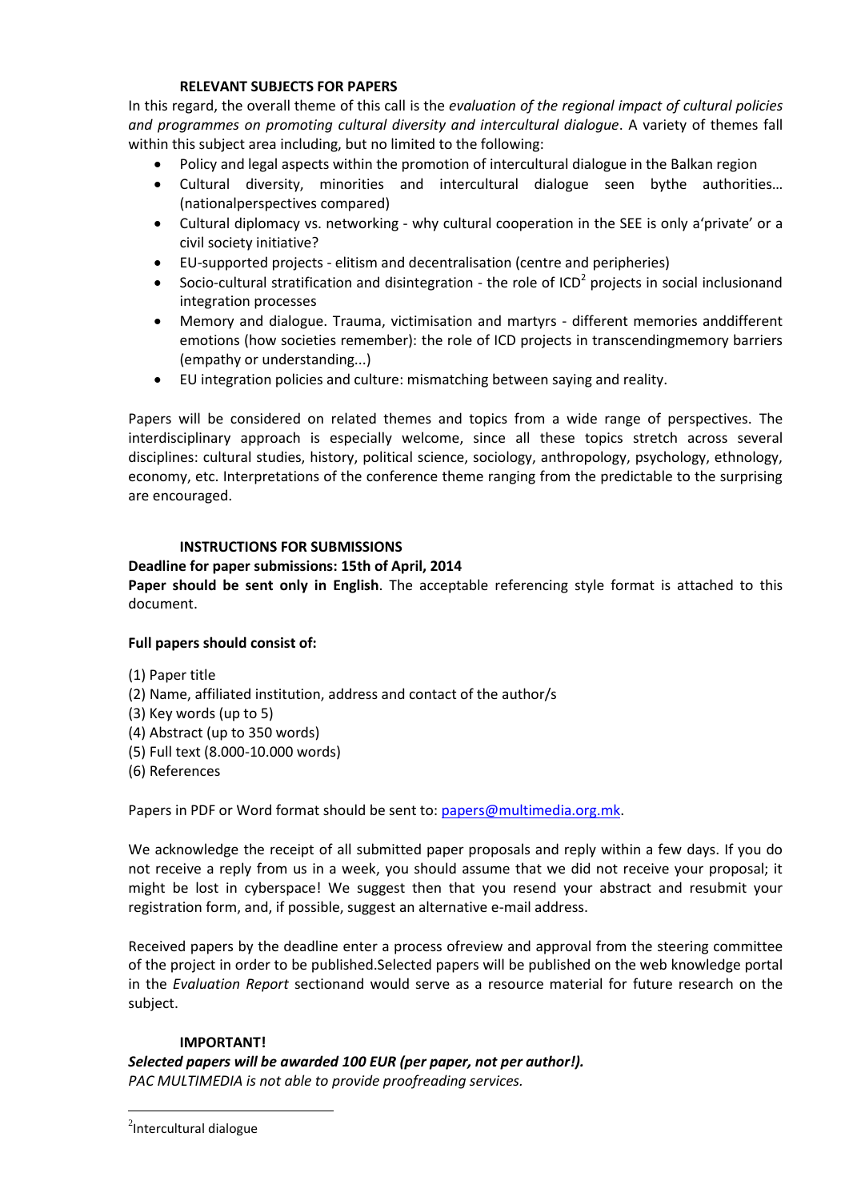### RELEVANT SUBJECTS FOR PAPERS

In this regard, the overall theme of this call is the *evaluation of the regional impact of cultural policies and programmes on promoting cultural diversity and intercultural dialogue*. A variety of themes fall within this subject area including, but no limited to the following:

- Policy and legal aspects within the promotion of intercultural dialogue in the Balkan region
- Cultural diversity, minorities and intercultural dialogue seen bythe authorities… (nationalperspectives compared)
- Cultural diplomacy vs. networking - why cultural cooperation in the SEE is only a'private' or a civil society initiative?
- EU-supported projects - elitism and decentralisation (centre and peripheries)
- Socio-cultural stratification and disintegration - the role of ICD[2] projects in social inclusionand integration processes
- Memory and dialogue. Trauma, victimisation and martyrs - different memories anddifferent emotions (how societies remember): the role of ICD projects in transcendingmemory barriers (empathy or understanding...)
- EU integration policies and culture: mismatching between saying and reality.

Papers will be considered on related themes and topics from a wide range of perspectives. The interdisciplinary approach is especially welcome, since all these topics stretch across several disciplines: cultural studies, history, political science, sociology, anthropology, psychology, ethnology, economy, etc. Interpretations of the conference theme ranging from the predictable to the surprising are encouraged.

### INSTRUCTIONS FOR SUBMISSIONS

**Deadline for paper submissions: 15th of April, 2014**

**Paper should be sent only in English**. The acceptable referencing style format is attached to this document.

**Full papers should consist of:**

(1) Paper title
(2) Name, affiliated institution, address and contact of the author/s
(3) Key words (up to 5)
(4) Abstract (up to 350 words)
(5) Full text (8.000-10.000 words)
(6) References

Papers in PDF or Word format should be sent to: papers@multimedia.org.mk.

We acknowledge the receipt of all submitted paper proposals and reply within a few days. If you do not receive a reply from us in a week, you should assume that we did not receive your proposal; it might be lost in cyberspace! We suggest then that you resend your abstract and resubmit your registration form, and, if possible, suggest an alternative e-mail address.

Received papers by the deadline enter a process ofreview and approval from the steering committee of the project in order to be published.Selected papers will be published on the web knowledge portal in the *Evaluation Report* sectionand would serve as a resource material for future research on the subject.

### IMPORTANT!

***Selected papers will be awarded 100 EUR (per paper, not per author!).***

*PAC MULTIMEDIA is not able to provide proofreading services.*

---

[2] Intercultural dialogue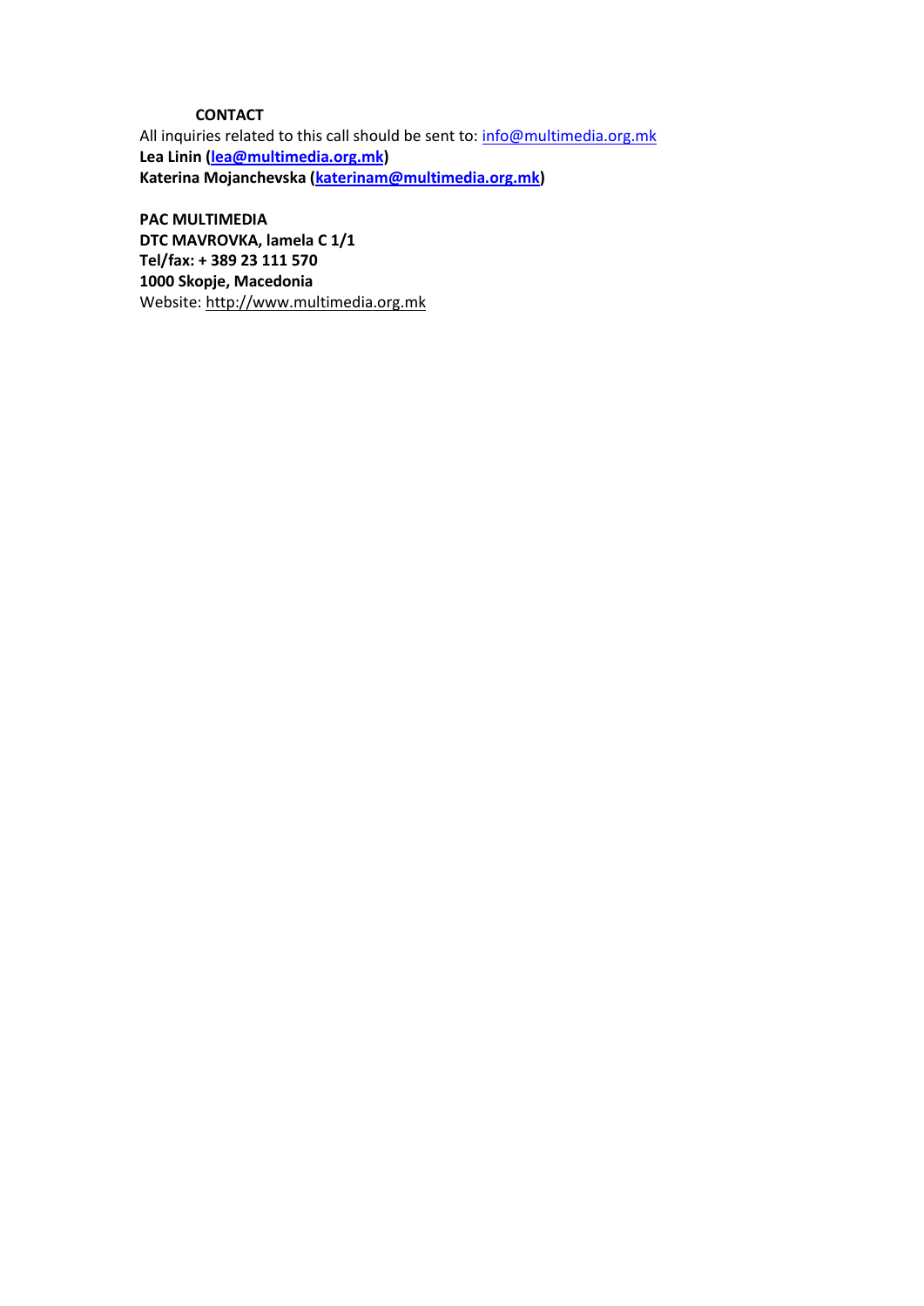**CONTACT**

All inquiries related to this call should be sent to: info@multimedia.org.mk
**Lea Linin (lea@multimedia.org.mk)**
**Katerina Mojanchevska (katerinam@multimedia.org.mk)**

**PAC MULTIMEDIA**
**DTC MAVROVKA, lamela C 1/1**
**Tel/fax: + 389 23 111 570**
**1000 Skopje, Macedonia**
Website: http://www.multimedia.org.mk